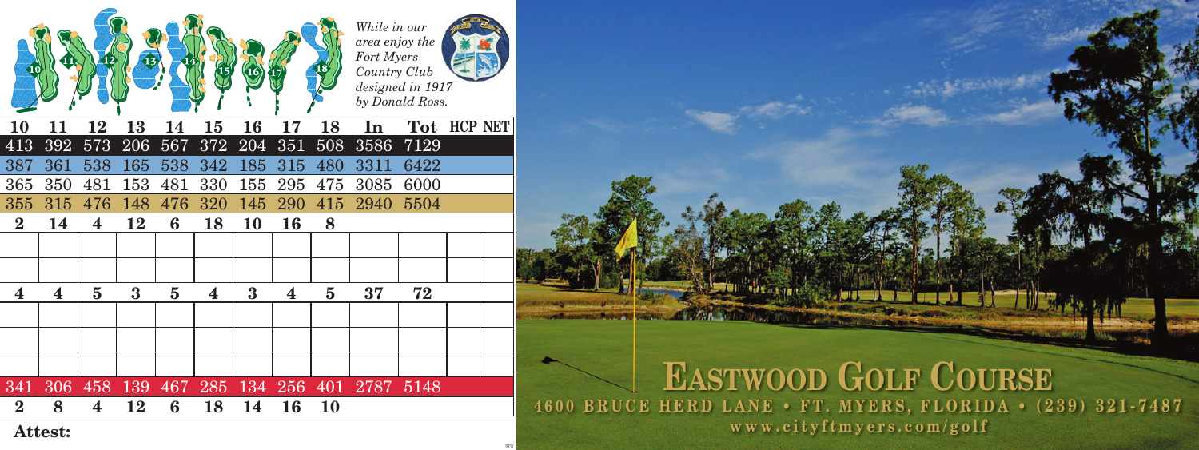*While in our area enjoy the Fort Myers Country Club designed in 1917 by Donald Ross.*

| 10 | 11 | 12 | 13 | 14 | 15 | 16 | 17 | 18 | In | Tot | HCP | NET |
|---|---|---|---|---|---|---|---|---|---|---|---|---|
| 413 | 392 | 573 | 206 | 567 | 372 | 204 | 351 | 508 | 3586 | 7129 | | |
| 387 | 361 | 538 | 165 | 538 | 342 | 185 | 315 | 480 | 3311 | 6422 | | |
| 365 | 350 | 481 | 153 | 481 | 330 | 155 | 295 | 475 | 3085 | 6000 | | |
| 355 | 315 | 476 | 148 | 476 | 320 | 145 | 290 | 415 | 2940 | 5504 | | |
| 2 | 14 | 4 | 12 | 6 | 18 | 10 | 16 | 8 | | | | |
| | | | | | | | | | | | | |
| | | | | | | | | | | | | |
| 4 | 4 | 5 | 3 | 5 | 4 | 3 | 4 | 5 | 37 | 72 | | |
| | | | | | | | | | | | | |
| | | | | | | | | | | | | |
| | | | | | | | | | | | | |
| 341 | 306 | 458 | 139 | 467 | 285 | 134 | 256 | 401 | 2787 | 5148 | | |
| 2 | 8 | 4 | 12 | 6 | 18 | 14 | 16 | 10 | | | | |

**Attest:**

# EASTWOOD GOLF COURSE

**4600 BRUCE HERD LANE • FT. MYERS, FLORIDA • (239) 321-7487**

**www.cityftmyers.com/golf**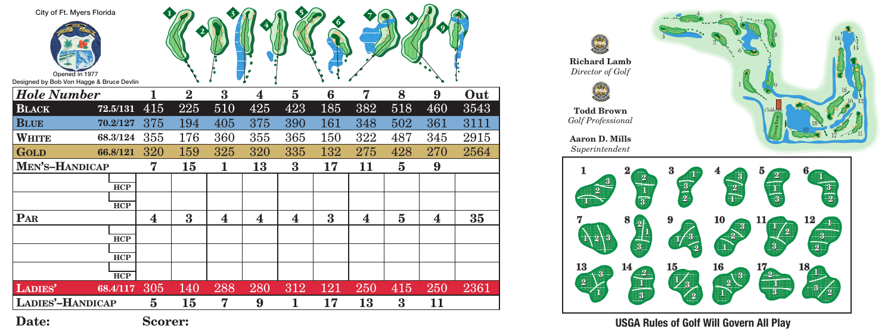City of Ft. Myers Florida

Opened in 1977

Designed by Bob Von Hagge & Bruce Devlin

| *Hole Number* | | 1 | 2 | 3 | 4 | 5 | 6 | 7 | 8 | 9 | Out |
|---|---|---|---|---|---|---|---|---|---|---|---|
| **BLACK** | 72.5/131 | 415 | 225 | 510 | 425 | 423 | 185 | 382 | 518 | 460 | 3543 |
| **BLUE** | 70.2/127 | 375 | 194 | 405 | 375 | 390 | 161 | 348 | 502 | 361 | 3111 |
| **WHITE** | 68.3/124 | 355 | 176 | 360 | 355 | 365 | 150 | 322 | 487 | 345 | 2915 |
| **GOLD** | 66.8/121 | 320 | 159 | 325 | 320 | 335 | 132 | 275 | 428 | 270 | 2564 |
| **MEN'S–HANDICAP** | | 7 | 15 | 1 | 13 | 3 | 17 | 11 | 5 | 9 | |
| | HCP | | | | | | | | | | |
| | HCP | | | | | | | | | | |
| **PAR** | | 4 | 3 | 4 | 4 | 4 | 3 | 4 | 5 | 4 | 35 |
| | HCP | | | | | | | | | | |
| | HCP | | | | | | | | | | |
| | HCP | | | | | | | | | | |
| **LADIES'** | 68.4/117 | 305 | 140 | 288 | 280 | 312 | 121 | 250 | 415 | 250 | 2361 |
| **LADIES'–HANDICAP** | | 5 | 15 | 7 | 9 | 1 | 17 | 13 | 3 | 11 | |

**Date:** **Scorer:**

**Richard Lamb**
*Director of Golf*

**Todd Brown**
*Golf Professional*

**Aaron D. Mills**
*Superintendent*

Clubhouse

Driving Range

**USGA Rules of Golf Will Govern All Play**